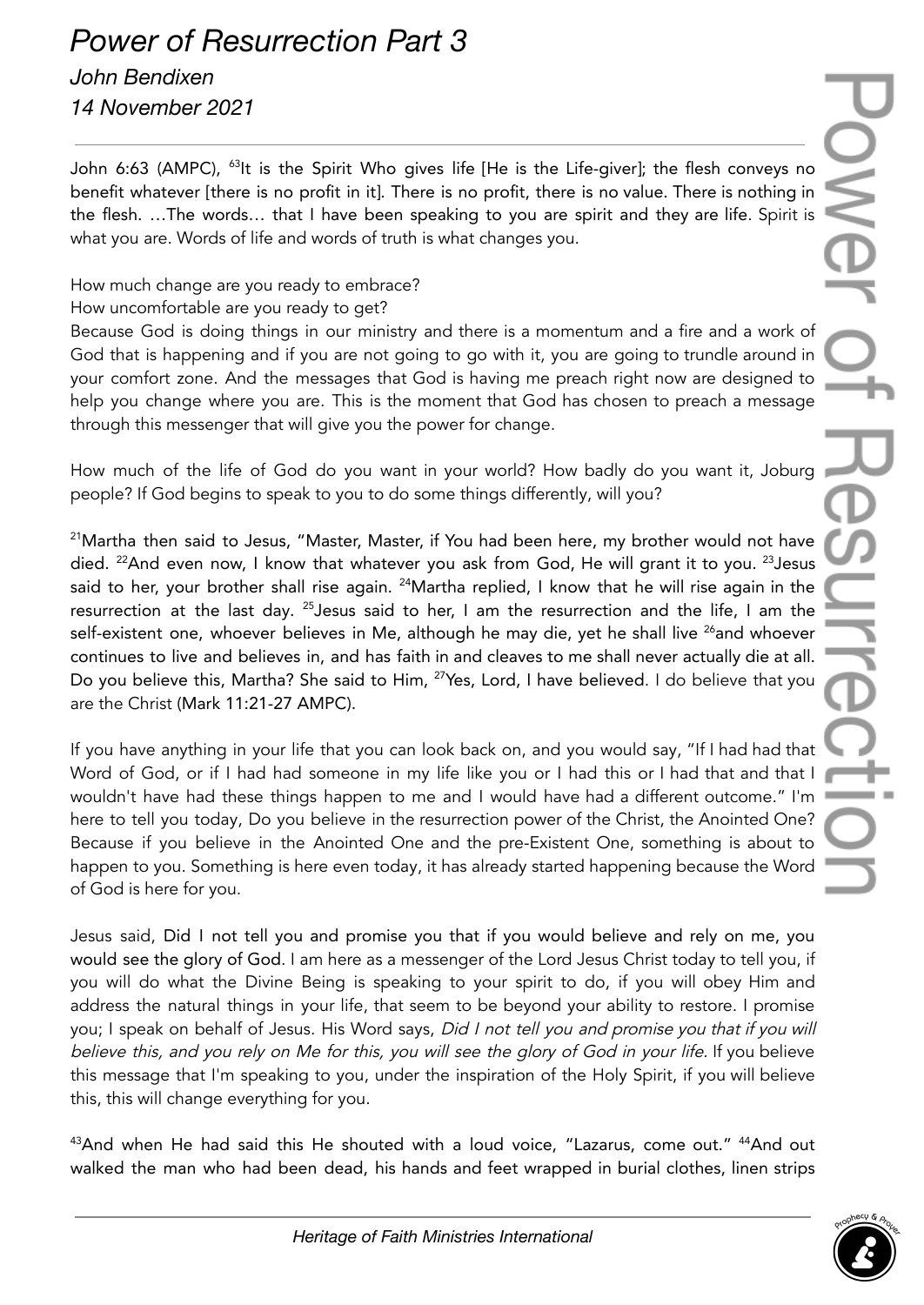# *Power of Resurrection Part 3*

*John Bendixen*

*14 November 2021*

---

John 6:63 (AMPC), [63]It is the Spirit Who gives life [He is the Life-giver]; the flesh conveys no benefit whatever [there is no profit in it]. There is no profit, there is no value. There is nothing in the flesh. …The words… that I have been speaking to you are spirit and they are life. Spirit is what you are. Words of life and words of truth is what changes you.

How much change are you ready to embrace?
How uncomfortable are you ready to get?
Because God is doing things in our ministry and there is a momentum and a fire and a work of God that is happening and if you are not going to go with it, you are going to trundle around in your comfort zone. And the messages that God is having me preach right now are designed to help you change where you are. This is the moment that God has chosen to preach a message through this messenger that will give you the power for change.

How much of the life of God do you want in your world? How badly do you want it, Joburg people? If God begins to speak to you to do some things differently, will you?

[21]Martha then said to Jesus, "Master, Master, if You had been here, my brother would not have died. [22]And even now, I know that whatever you ask from God, He will grant it to you. [23]Jesus said to her, your brother shall rise again. [24]Martha replied, I know that he will rise again in the resurrection at the last day. [25]Jesus said to her, I am the resurrection and the life, I am the self-existent one, whoever believes in Me, although he may die, yet he shall live [26]and whoever continues to live and believes in, and has faith in and cleaves to me shall never actually die at all. Do you believe this, Martha? She said to Him, [27]Yes, Lord, I have believed. I do believe that you are the Christ (Mark 11:21-27 AMPC).

If you have anything in your life that you can look back on, and you would say, "If I had had that Word of God, or if I had had someone in my life like you or I had this or I had that and that I wouldn't have had these things happen to me and I would have had a different outcome." I'm here to tell you today, Do you believe in the resurrection power of the Christ, the Anointed One? Because if you believe in the Anointed One and the pre-Existent One, something is about to happen to you. Something is here even today, it has already started happening because the Word of God is here for you.

Jesus said, Did I not tell you and promise you that if you would believe and rely on me, you would see the glory of God. I am here as a messenger of the Lord Jesus Christ today to tell you, if you will do what the Divine Being is speaking to your spirit to do, if you will obey Him and address the natural things in your life, that seem to be beyond your ability to restore. I promise you; I speak on behalf of Jesus. His Word says, *Did I not tell you and promise you that if you will believe this, and you rely on Me for this, you will see the glory of God in your life*. If you believe this message that I'm speaking to you, under the inspiration of the Holy Spirit, if you will believe this, this will change everything for you.

[43]And when He had said this He shouted with a loud voice, "Lazarus, come out." [44]And out walked the man who had been dead, his hands and feet wrapped in burial clothes, linen strips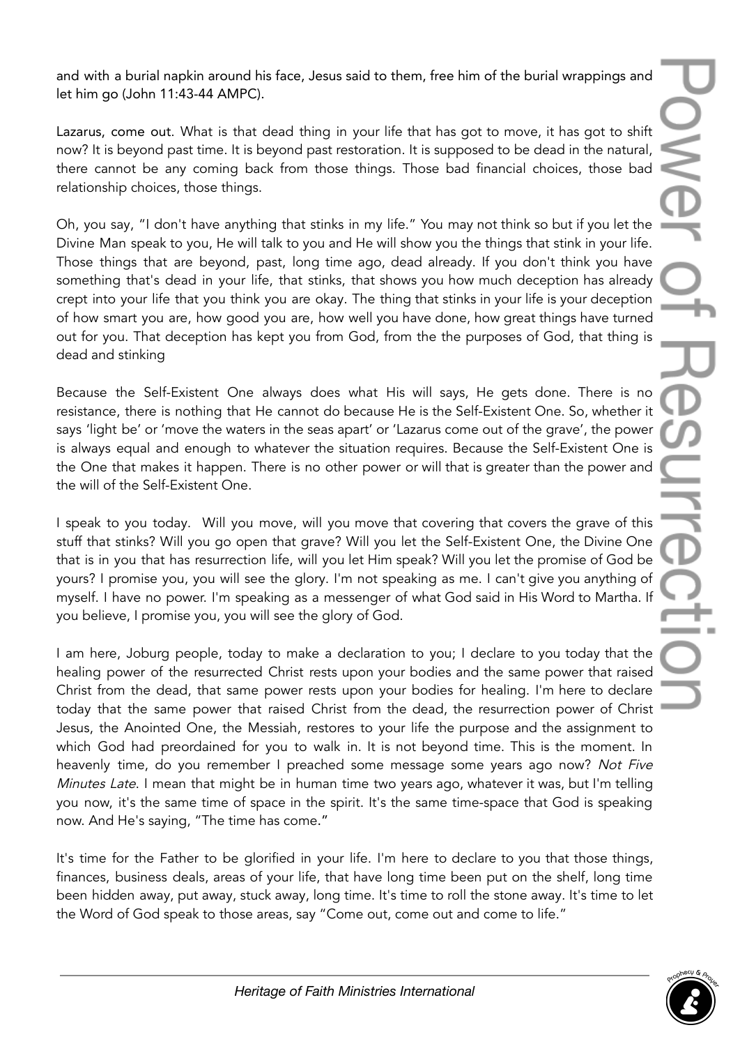and with a burial napkin around his face, Jesus said to them, free him of the burial wrappings and let him go (John 11:43-44 AMPC).

Lazarus, come out. What is that dead thing in your life that has got to move, it has got to shift now? It is beyond past time. It is beyond past restoration. It is supposed to be dead in the natural, there cannot be any coming back from those things. Those bad financial choices, those bad relationship choices, those things.

Oh, you say, "I don't have anything that stinks in my life." You may not think so but if you let the Divine Man speak to you, He will talk to you and He will show you the things that stink in your life. Those things that are beyond, past, long time ago, dead already. If you don't think you have something that's dead in your life, that stinks, that shows you how much deception has already crept into your life that you think you are okay. The thing that stinks in your life is your deception of how smart you are, how good you are, how well you have done, how great things have turned out for you. That deception has kept you from God, from the the purposes of God, that thing is dead and stinking

Because the Self-Existent One always does what His will says, He gets done. There is no resistance, there is nothing that He cannot do because He is the Self-Existent One. So, whether it says 'light be' or 'move the waters in the seas apart' or 'Lazarus come out of the grave', the power is always equal and enough to whatever the situation requires. Because the Self-Existent One is the One that makes it happen. There is no other power or will that is greater than the power and the will of the Self-Existent One.

I speak to you today. Will you move, will you move that covering that covers the grave of this stuff that stinks? Will you go open that grave? Will you let the Self-Existent One, the Divine One that is in you that has resurrection life, will you let Him speak? Will you let the promise of God be yours? I promise you, you will see the glory. I'm not speaking as me. I can't give you anything of myself. I have no power. I'm speaking as a messenger of what God said in His Word to Martha. If you believe, I promise you, you will see the glory of God.

I am here, Joburg people, today to make a declaration to you; I declare to you today that the healing power of the resurrected Christ rests upon your bodies and the same power that raised Christ from the dead, that same power rests upon your bodies for healing. I'm here to declare today that the same power that raised Christ from the dead, the resurrection power of Christ Jesus, the Anointed One, the Messiah, restores to your life the purpose and the assignment to which God had preordained for you to walk in. It is not beyond time. This is the moment. In heavenly time, do you remember I preached some message some years ago now? *Not Five Minutes Late*. I mean that might be in human time two years ago, whatever it was, but I'm telling you now, it's the same time of space in the spirit. It's the same time-space that God is speaking now. And He's saying, "The time has come."

It's time for the Father to be glorified in your life. I'm here to declare to you that those things, finances, business deals, areas of your life, that have long time been put on the shelf, long time been hidden away, put away, stuck away, long time. It's time to roll the stone away. It's time to let the Word of God speak to those areas, say "Come out, come out and come to life."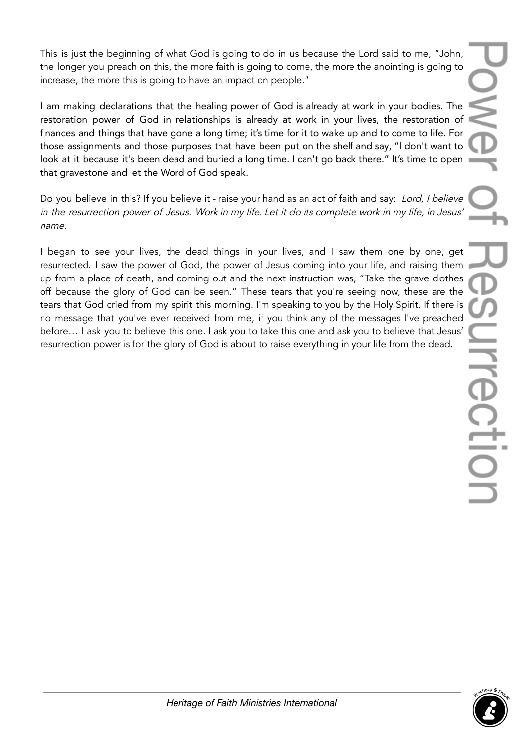This is just the beginning of what God is going to do in us because the Lord said to me, "John, the longer you preach on this, the more faith is going to come, the more the anointing is going to increase, the more this is going to have an impact on people."

I am making declarations that the healing power of God is already at work in your bodies. The restoration power of God in relationships is already at work in your lives, the restoration of finances and things that have gone a long time; it's time for it to wake up and to come to life. For those assignments and those purposes that have been put on the shelf and say, "I don't want to look at it because it's been dead and buried a long time. I can't go back there." It's time to open that gravestone and let the Word of God speak.

Do you believe in this? If you believe it - raise your hand as an act of faith and say: *Lord, I believe in the resurrection power of Jesus. Work in my life. Let it do its complete work in my life, in Jesus' name.*

I began to see your lives, the dead things in your lives, and I saw them one by one, get resurrected. I saw the power of God, the power of Jesus coming into your life, and raising them up from a place of death, and coming out and the next instruction was, "Take the grave clothes off because the glory of God can be seen." These tears that you're seeing now, these are the tears that God cried from my spirit this morning. I'm speaking to you by the Holy Spirit. If there is no message that you've ever received from me, if you think any of the messages I've preached before… I ask you to believe this one. I ask you to take this one and ask you to believe that Jesus' resurrection power is for the glory of God is about to raise everything in your life from the dead.